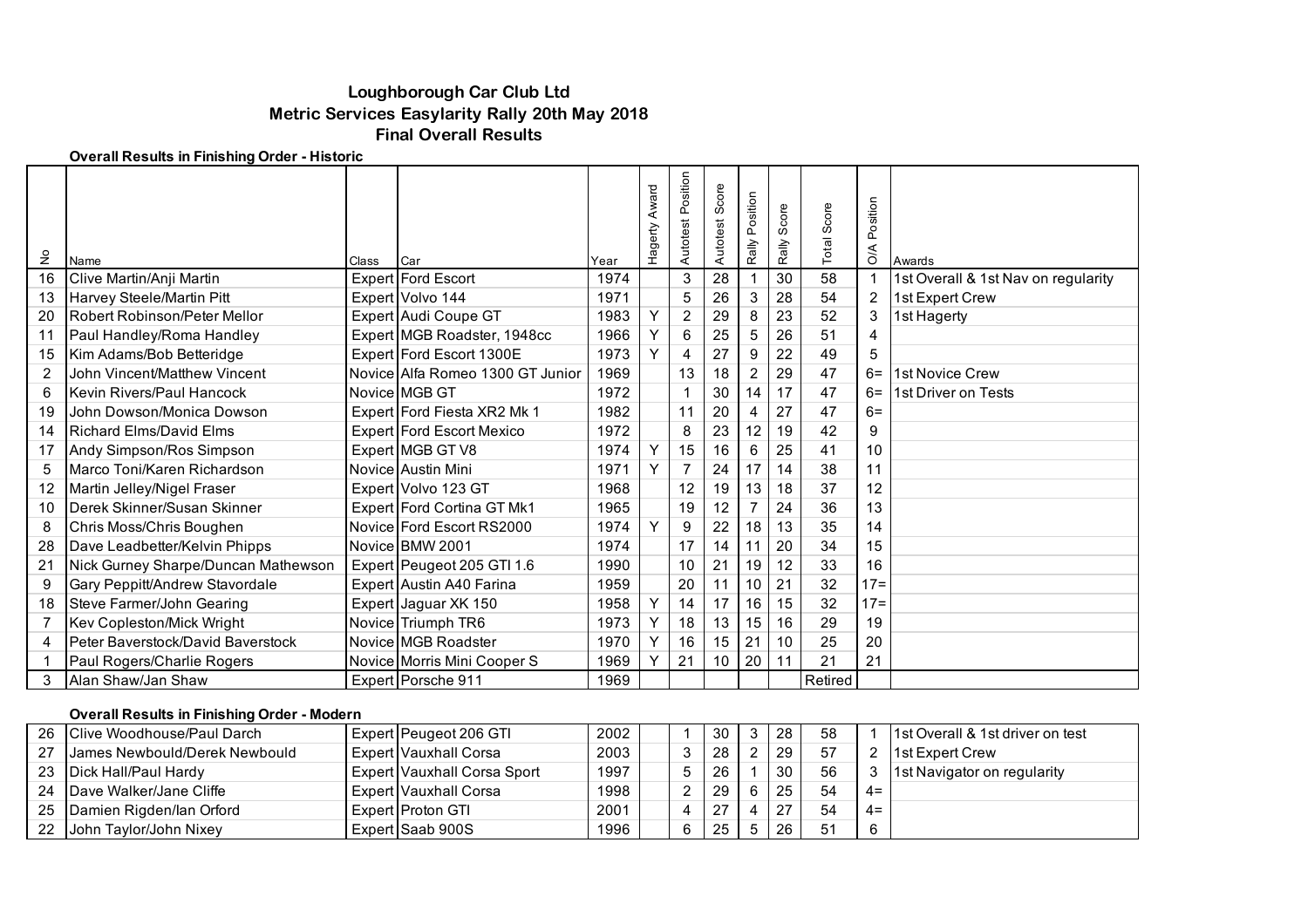# Loughborough Car Club Ltd

## Metric Services Easylarity Rally 20th May 2018

## Final Overall Results

**Overall Results in Finishing Order - Historic**

| No | Name | Class | Car | Year | Hagerty Award | Autotest Position | Autotest Score | Rally Position | Rally Score | Total Score | O/A Position | Awards |
|---|---|---|---|---|---|---|---|---|---|---|---|---|
| 16 | Clive Martin/Anji Martin | Expert | Ford Escort | 1974 | | 3 | 28 | 1 | 30 | 58 | 1 | 1st Overall & 1st Nav on regularity |
| 13 | Harvey Steele/Martin Pitt | Expert | Volvo 144 | 1971 | | 5 | 26 | 3 | 28 | 54 | 2 | 1st Expert Crew |
| 20 | Robert Robinson/Peter Mellor | Expert | Audi Coupe GT | 1983 | Y | 2 | 29 | 8 | 23 | 52 | 3 | 1st Hagerty |
| 11 | Paul Handley/Roma Handley | Expert | MGB Roadster, 1948cc | 1966 | Y | 6 | 25 | 5 | 26 | 51 | 4 | |
| 15 | Kim Adams/Bob Betteridge | Expert | Ford Escort 1300E | 1973 | Y | 4 | 27 | 9 | 22 | 49 | 5 | |
| 2 | John Vincent/Matthew Vincent | Novice | Alfa Romeo 1300 GT Junior | 1969 | | 13 | 18 | 2 | 29 | 47 | 6= | 1st Novice Crew |
| 6 | Kevin Rivers/Paul Hancock | Novice | MGB GT | 1972 | | 1 | 30 | 14 | 17 | 47 | 6= | 1st Driver on Tests |
| 19 | John Dowson/Monica Dowson | Expert | Ford Fiesta XR2 Mk 1 | 1982 | | 11 | 20 | 4 | 27 | 47 | 6= | |
| 14 | Richard Elms/David Elms | Expert | Ford Escort Mexico | 1972 | | 8 | 23 | 12 | 19 | 42 | 9 | |
| 17 | Andy Simpson/Ros Simpson | Expert | MGB GT V8 | 1974 | Y | 15 | 16 | 6 | 25 | 41 | 10 | |
| 5 | Marco Toni/Karen Richardson | Novice | Austin Mini | 1971 | Y | 7 | 24 | 17 | 14 | 38 | 11 | |
| 12 | Martin Jelley/Nigel Fraser | Expert | Volvo 123 GT | 1968 | | 12 | 19 | 13 | 18 | 37 | 12 | |
| 10 | Derek Skinner/Susan Skinner | Expert | Ford Cortina GT Mk1 | 1965 | | 19 | 12 | 7 | 24 | 36 | 13 | |
| 8 | Chris Moss/Chris Boughen | Novice | Ford Escort RS2000 | 1974 | Y | 9 | 22 | 18 | 13 | 35 | 14 | |
| 28 | Dave Leadbetter/Kelvin Phipps | Novice | BMW 2001 | 1974 | | 17 | 14 | 11 | 20 | 34 | 15 | |
| 21 | Nick Gurney Sharpe/Duncan Mathewson | Expert | Peugeot 205 GTI 1.6 | 1990 | | 10 | 21 | 19 | 12 | 33 | 16 | |
| 9 | Gary Peppitt/Andrew Stavordale | Expert | Austin A40 Farina | 1959 | | 20 | 11 | 10 | 21 | 32 | 17= | |
| 18 | Steve Farmer/John Gearing | Expert | Jaguar XK 150 | 1958 | Y | 14 | 17 | 16 | 15 | 32 | 17= | |
| 7 | Kev Copleston/Mick Wright | Novice | Triumph TR6 | 1973 | Y | 18 | 13 | 15 | 16 | 29 | 19 | |
| 4 | Peter Baverstock/David Baverstock | Novice | MGB Roadster | 1970 | Y | 16 | 15 | 21 | 10 | 25 | 20 | |
| 1 | Paul Rogers/Charlie Rogers | Novice | Morris Mini Cooper S | 1969 | Y | 21 | 10 | 20 | 11 | 21 | 21 | |
| 3 | Alan Shaw/Jan Shaw | Expert | Porsche 911 | 1969 | | | | | | Retired | | |

**Overall Results in Finishing Order - Modern**

| No | Name | Class | Car | Year | Hagerty Award | Autotest Position | Autotest Score | Rally Position | Rally Score | Total Score | O/A Position | Awards |
|---|---|---|---|---|---|---|---|---|---|---|---|---|
| 26 | Clive Woodhouse/Paul Darch | Expert | Peugeot 206 GTI | 2002 | | 1 | 30 | 3 | 28 | 58 | 1 | 1st Overall & 1st driver on test |
| 27 | James Newbould/Derek Newbould | Expert | Vauxhall Corsa | 2003 | | 3 | 28 | 2 | 29 | 57 | 2 | 1st Expert Crew |
| 23 | Dick Hall/Paul Hardy | Expert | Vauxhall Corsa Sport | 1997 | | 5 | 26 | 1 | 30 | 56 | 3 | 1st Navigator on regularity |
| 24 | Dave Walker/Jane Cliffe | Expert | Vauxhall Corsa | 1998 | | 2 | 29 | 6 | 25 | 54 | 4= | |
| 25 | Damien Rigden/Ian Orford | Expert | Proton GTI | 2001 | | 4 | 27 | 4 | 27 | 54 | 4= | |
| 22 | John Taylor/John Nixey | Expert | Saab 900S | 1996 | | 6 | 25 | 5 | 26 | 51 | 6 | |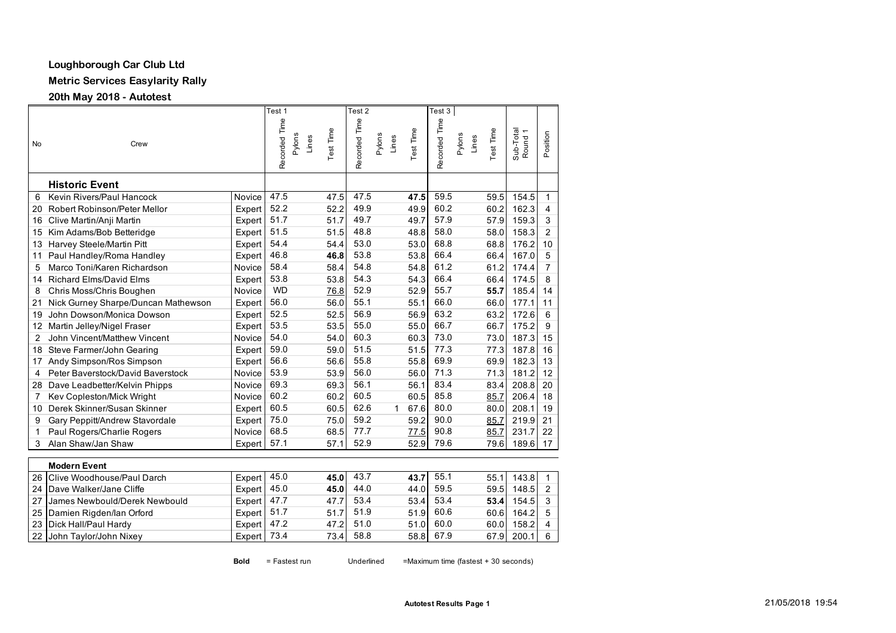**Loughborough Car Club Ltd**

**Metric Services Easylarity Rally**

**20th May 2018 - Autotest**

| No | Crew | | Test 1 Recorded Time | Pylons | Lines | Test Time | Test 2 Recorded Time | Pylons | Lines | Test Time | Test 3 Recorded Time | Pylons | Lines | Test Time | Sub-Total Round 1 | Position |
|---|---|---|---|---|---|---|---|---|---|---|---|---|---|---|---|---|
| | **Historic Event** | | | | | | | | | | | | | | | |
| 6 | Kevin Rivers/Paul Hancock | Novice | 47.5 | | | 47.5 | 47.5 | | | **47.5** | 59.5 | | | 59.5 | 154.5 | 1 |
| 20 | Robert Robinson/Peter Mellor | Expert | 52.2 | | | 52.2 | 49.9 | | | 49.9 | 60.2 | | | 60.2 | 162.3 | 4 |
| 16 | Clive Martin/Anji Martin | Expert | 51.7 | | | 51.7 | 49.7 | | | 49.7 | 57.9 | | | 57.9 | 159.3 | 3 |
| 15 | Kim Adams/Bob Betteridge | Expert | 51.5 | | | 51.5 | 48.8 | | | 48.8 | 58.0 | | | 58.0 | 158.3 | 2 |
| 13 | Harvey Steele/Martin Pitt | Expert | 54.4 | | | 54.4 | 53.0 | | | 53.0 | 68.8 | | | 68.8 | 176.2 | 10 |
| 11 | Paul Handley/Roma Handley | Expert | 46.8 | | | **46.8** | 53.8 | | | 53.8 | 66.4 | | | 66.4 | 167.0 | 5 |
| 5 | Marco Toni/Karen Richardson | Novice | 58.4 | | | 58.4 | 54.8 | | | 54.8 | 61.2 | | | 61.2 | 174.4 | 7 |
| 14 | Richard Elms/David Elms | Expert | 53.8 | | | 53.8 | 54.3 | | | 54.3 | 66.4 | | | 66.4 | 174.5 | 8 |
| 8 | Chris Moss/Chris Boughen | Novice | WD | | | <u>76.8</u> | 52.9 | | | 52.9 | 55.7 | | | **55.7** | 185.4 | 14 |
| 21 | Nick Gurney Sharpe/Duncan Mathewson | Expert | 56.0 | | | 56.0 | 55.1 | | | 55.1 | 66.0 | | | 66.0 | 177.1 | 11 |
| 19 | John Dowson/Monica Dowson | Expert | 52.5 | | | 52.5 | 56.9 | | | 56.9 | 63.2 | | | 63.2 | 172.6 | 6 |
| 12 | Martin Jelley/Nigel Fraser | Expert | 53.5 | | | 53.5 | 55.0 | | | 55.0 | 66.7 | | | 66.7 | 175.2 | 9 |
| 2 | John Vincent/Matthew Vincent | Novice | 54.0 | | | 54.0 | 60.3 | | | 60.3 | 73.0 | | | 73.0 | 187.3 | 15 |
| 18 | Steve Farmer/John Gearing | Expert | 59.0 | | | 59.0 | 51.5 | | | 51.5 | 77.3 | | | 77.3 | 187.8 | 16 |
| 17 | Andy Simpson/Ros Simpson | Expert | 56.6 | | | 56.6 | 55.8 | | | 55.8 | 69.9 | | | 69.9 | 182.3 | 13 |
| 4 | Peter Baverstock/David Baverstock | Novice | 53.9 | | | 53.9 | 56.0 | | | 56.0 | 71.3 | | | 71.3 | 181.2 | 12 |
| 28 | Dave Leadbetter/Kelvin Phipps | Novice | 69.3 | | | 69.3 | 56.1 | | | 56.1 | 83.4 | | | 83.4 | 208.8 | 20 |
| 7 | Kev Copleston/Mick Wright | Novice | 60.2 | | | 60.2 | 60.5 | | | 60.5 | 85.8 | | | <u>85.7</u> | 206.4 | 18 |
| 10 | Derek Skinner/Susan Skinner | Expert | 60.5 | | | 60.5 | 62.6 | | 1 | 67.6 | 80.0 | | | 80.0 | 208.1 | 19 |
| 9 | Gary Peppitt/Andrew Stavordale | Expert | 75.0 | | | 75.0 | 59.2 | | | 59.2 | 90.0 | | | <u>85.7</u> | 219.9 | 21 |
| 1 | Paul Rogers/Charlie Rogers | Novice | 68.5 | | | 68.5 | 77.7 | | | <u>77.5</u> | 90.8 | | | <u>85.7</u> | 231.7 | 22 |
| 3 | Alan Shaw/Jan Shaw | Expert | 57.1 | | | 57.1 | 52.9 | | | 52.9 | 79.6 | | | 79.6 | 189.6 | 17 |
| | **Modern Event** | | | | | | | | | | | | | | | |
| 26 | Clive Woodhouse/Paul Darch | Expert | 45.0 | | | **45.0** | 43.7 | | | **43.7** | 55.1 | | | 55.1 | 143.8 | 1 |
| 24 | Dave Walker/Jane Cliffe | Expert | 45.0 | | | **45.0** | 44.0 | | | 44.0 | 59.5 | | | 59.5 | 148.5 | 2 |
| 27 | James Newbould/Derek Newbould | Expert | 47.7 | | | 47.7 | 53.4 | | | 53.4 | 53.4 | | | **53.4** | 154.5 | 3 |
| 25 | Damien Rigden/Ian Orford | Expert | 51.7 | | | 51.7 | 51.9 | | | 51.9 | 60.6 | | | 60.6 | 164.2 | 5 |
| 23 | Dick Hall/Paul Hardy | Expert | 47.2 | | | 47.2 | 51.0 | | | 51.0 | 60.0 | | | 60.0 | 158.2 | 4 |
| 22 | John Taylor/John Nixey | Expert | 73.4 | | | 73.4 | 58.8 | | | 58.8 | 67.9 | | | 67.9 | 200.1 | 6 |

**Bold** = Fastest run    Underlined =Maximum time (fastest + 30 seconds)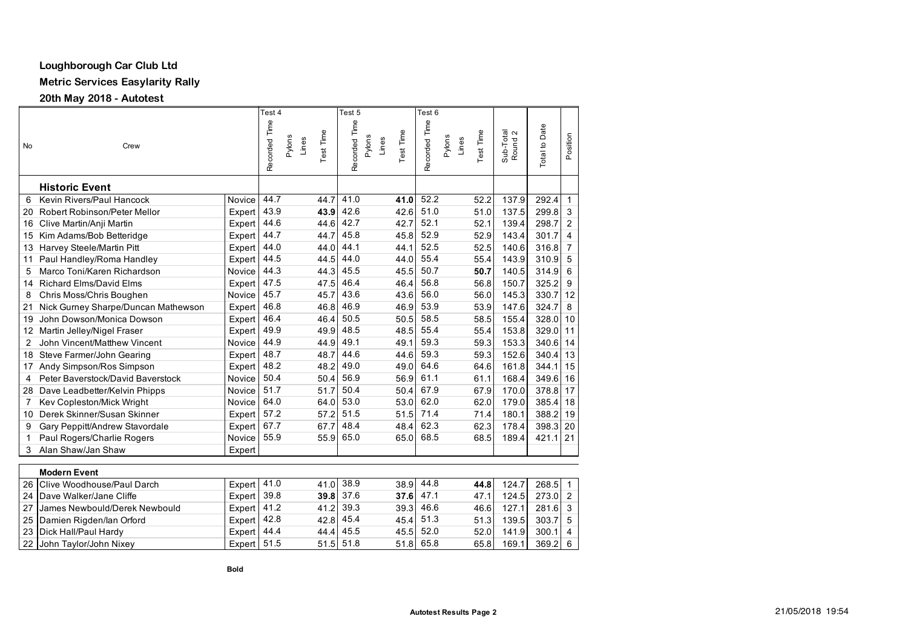**Loughborough Car Club Ltd**

**Metric Services Easylarity Rally**

**20th May 2018 - Autotest**

| No | Crew | | Test 4 Recorded Time | Pylons | Lines | Test Time | Test 5 Recorded Time | Pylons | Lines | Test Time | Test 6 Recorded Time | Pylons | Lines | Test Time | Sub-Total Round 2 | Total to Date | Position |
|---|---|---|---|---|---|---|---|---|---|---|---|---|---|---|---|---|---|
| | **Historic Event** | | | | | | | | | | | | | | | | |
| 6 | Kevin Rivers/Paul Hancock | Novice | 44.7 | | | 44.7 | 41.0 | | | **41.0** | 52.2 | | | 52.2 | 137.9 | 292.4 | 1 |
| 20 | Robert Robinson/Peter Mellor | Expert | 43.9 | | | **43.9** | 42.6 | | | 42.6 | 51.0 | | | 51.0 | 137.5 | 299.8 | 3 |
| 16 | Clive Martin/Anji Martin | Expert | 44.6 | | | 44.6 | 42.7 | | | 42.7 | 52.1 | | | 52.1 | 139.4 | 298.7 | 2 |
| 15 | Kim Adams/Bob Betteridge | Expert | 44.7 | | | 44.7 | 45.8 | | | 45.8 | 52.9 | | | 52.9 | 143.4 | 301.7 | 4 |
| 13 | Harvey Steele/Martin Pitt | Expert | 44.0 | | | 44.0 | 44.1 | | | 44.1 | 52.5 | | | 52.5 | 140.6 | 316.8 | 7 |
| 11 | Paul Handley/Roma Handley | Expert | 44.5 | | | 44.5 | 44.0 | | | 44.0 | 55.4 | | | 55.4 | 143.9 | 310.9 | 5 |
| 5 | Marco Toni/Karen Richardson | Novice | 44.3 | | | 44.3 | 45.5 | | | 45.5 | 50.7 | | | **50.7** | 140.5 | 314.9 | 6 |
| 14 | Richard Elms/David Elms | Expert | 47.5 | | | 47.5 | 46.4 | | | 46.4 | 56.8 | | | 56.8 | 150.7 | 325.2 | 9 |
| 8 | Chris Moss/Chris Boughen | Novice | 45.7 | | | 45.7 | 43.6 | | | 43.6 | 56.0 | | | 56.0 | 145.3 | 330.7 | 12 |
| 21 | Nick Gurney Sharpe/Duncan Mathewson | Expert | 46.8 | | | 46.8 | 46.9 | | | 46.9 | 53.9 | | | 53.9 | 147.6 | 324.7 | 8 |
| 19 | John Dowson/Monica Dowson | Expert | 46.4 | | | 46.4 | 50.5 | | | 50.5 | 58.5 | | | 58.5 | 155.4 | 328.0 | 10 |
| 12 | Martin Jelley/Nigel Fraser | Expert | 49.9 | | | 49.9 | 48.5 | | | 48.5 | 55.4 | | | 55.4 | 153.8 | 329.0 | 11 |
| 2 | John Vincent/Matthew Vincent | Novice | 44.9 | | | 44.9 | 49.1 | | | 49.1 | 59.3 | | | 59.3 | 153.3 | 340.6 | 14 |
| 18 | Steve Farmer/John Gearing | Expert | 48.7 | | | 48.7 | 44.6 | | | 44.6 | 59.3 | | | 59.3 | 152.6 | 340.4 | 13 |
| 17 | Andy Simpson/Ros Simpson | Expert | 48.2 | | | 48.2 | 49.0 | | | 49.0 | 64.6 | | | 64.6 | 161.8 | 344.1 | 15 |
| 4 | Peter Baverstock/David Baverstock | Novice | 50.4 | | | 50.4 | 56.9 | | | 56.9 | 61.1 | | | 61.1 | 168.4 | 349.6 | 16 |
| 28 | Dave Leadbetter/Kelvin Phipps | Novice | 51.7 | | | 51.7 | 50.4 | | | 50.4 | 67.9 | | | 67.9 | 170.0 | 378.8 | 17 |
| 7 | Kev Copleston/Mick Wright | Novice | 64.0 | | | 64.0 | 53.0 | | | 53.0 | 62.0 | | | 62.0 | 179.0 | 385.4 | 18 |
| 10 | Derek Skinner/Susan Skinner | Expert | 57.2 | | | 57.2 | 51.5 | | | 51.5 | 71.4 | | | 71.4 | 180.1 | 388.2 | 19 |
| 9 | Gary Peppitt/Andrew Stavordale | Expert | 67.7 | | | 67.7 | 48.4 | | | 48.4 | 62.3 | | | 62.3 | 178.4 | 398.3 | 20 |
| 1 | Paul Rogers/Charlie Rogers | Novice | 55.9 | | | 55.9 | 65.0 | | | 65.0 | 68.5 | | | 68.5 | 189.4 | 421.1 | 21 |
| 3 | Alan Shaw/Jan Shaw | Expert | | | | | | | | | | | | | | | |
| | **Modern Event** | | | | | | | | | | | | | | | | |
| 26 | Clive Woodhouse/Paul Darch | Expert | 41.0 | | | 41.0 | 38.9 | | | 38.9 | 44.8 | | | **44.8** | 124.7 | 268.5 | 1 |
| 24 | Dave Walker/Jane Cliffe | Expert | 39.8 | | | **39.8** | 37.6 | | | **37.6** | 47.1 | | | 47.1 | 124.5 | 273.0 | 2 |
| 27 | James Newbould/Derek Newbould | Expert | 41.2 | | | 41.2 | 39.3 | | | 39.3 | 46.6 | | | 46.6 | 127.1 | 281.6 | 3 |
| 25 | Damien Rigden/Ian Orford | Expert | 42.8 | | | 42.8 | 45.4 | | | 45.4 | 51.3 | | | 51.3 | 139.5 | 303.7 | 5 |
| 23 | Dick Hall/Paul Hardy | Expert | 44.4 | | | 44.4 | 45.5 | | | 45.5 | 52.0 | | | 52.0 | 141.9 | 300.1 | 4 |
| 22 | John Taylor/John Nixey | Expert | 51.5 | | | 51.5 | 51.8 | | | 51.8 | 65.8 | | | 65.8 | 169.1 | 369.2 | 6 |

**Bold**

**Autotest Results Page 2**

21/05/2018 19:54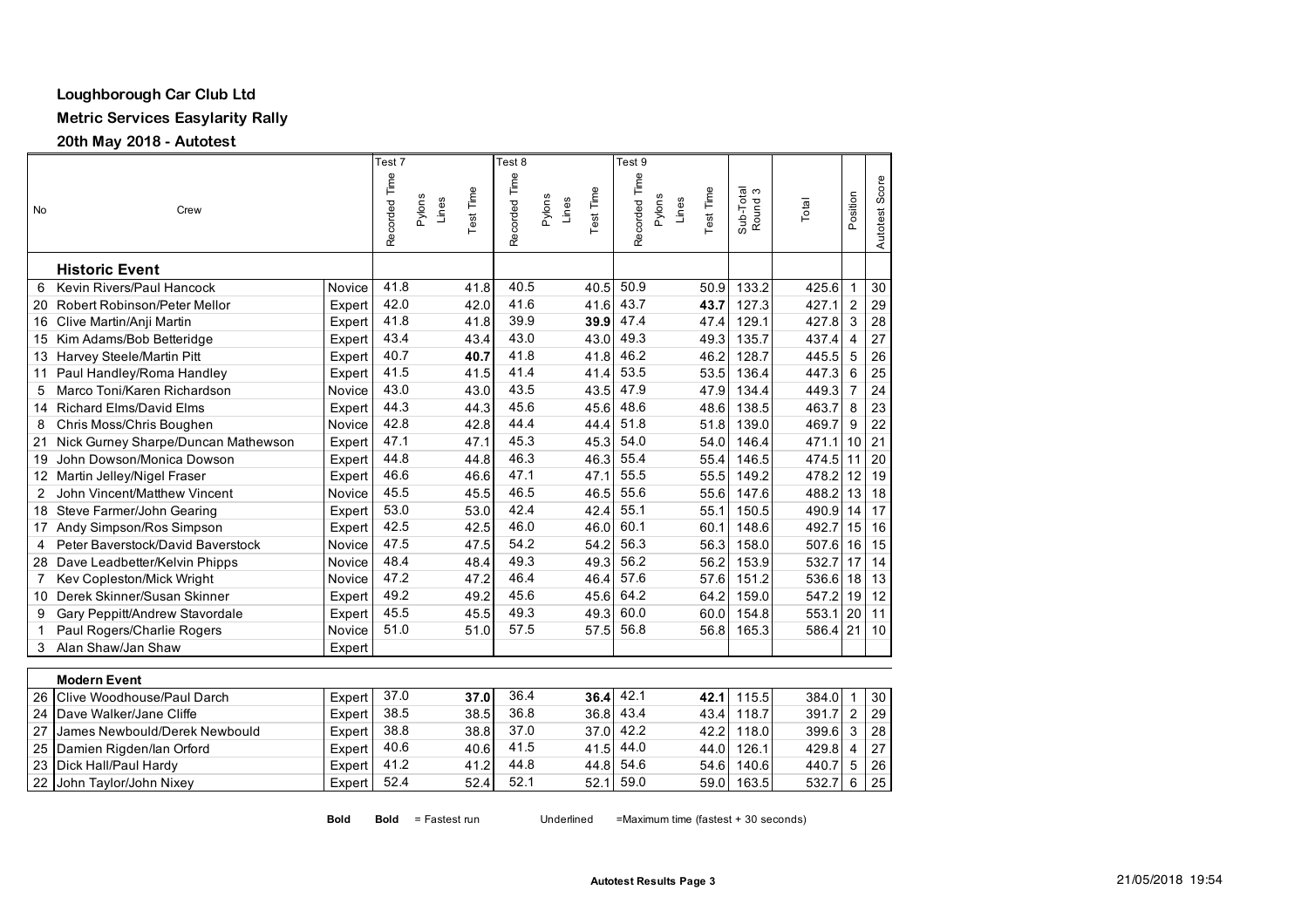**Loughborough Car Club Ltd**

**Metric Services Easylarity Rally**

**20th May 2018 - Autotest**

| No | Crew | | Test 7 Recorded Time | Pylons | Lines | Test Time | Test 8 Recorded Time | Pylons | Lines | Test Time | Test 9 Recorded Time | Pylons | Lines | Test Time | Sub-Total Round 3 | Total | Position | Autotest Score |
|---|---|---|---|---|---|---|---|---|---|---|---|---|---|---|---|---|---|---|
| | **Historic Event** | | | | | | | | | | | | | | | | | |
| 6 | Kevin Rivers/Paul Hancock | Novice | 41.8 | | | 41.8 | 40.5 | | | 40.5 | 50.9 | | | 50.9 | 133.2 | 425.6 | 1 | 30 |
| 20 | Robert Robinson/Peter Mellor | Expert | 42.0 | | | 42.0 | 41.6 | | | 41.6 | 43.7 | | | **43.7** | 127.3 | 427.1 | 2 | 29 |
| 16 | Clive Martin/Anji Martin | Expert | 41.8 | | | 41.8 | 39.9 | | | **39.9** | 47.4 | | | 47.4 | 129.1 | 427.8 | 3 | 28 |
| 15 | Kim Adams/Bob Betteridge | Expert | 43.4 | | | 43.4 | 43.0 | | | 43.0 | 49.3 | | | 49.3 | 135.7 | 437.4 | 4 | 27 |
| 13 | Harvey Steele/Martin Pitt | Expert | 40.7 | | | **40.7** | 41.8 | | | 41.8 | 46.2 | | | 46.2 | 128.7 | 445.5 | 5 | 26 |
| 11 | Paul Handley/Roma Handley | Expert | 41.5 | | | 41.5 | 41.4 | | | 41.4 | 53.5 | | | 53.5 | 136.4 | 447.3 | 6 | 25 |
| 5 | Marco Toni/Karen Richardson | Novice | 43.0 | | | 43.0 | 43.5 | | | 43.5 | 47.9 | | | 47.9 | 134.4 | 449.3 | 7 | 24 |
| 14 | Richard Elms/David Elms | Expert | 44.3 | | | 44.3 | 45.6 | | | 45.6 | 48.6 | | | 48.6 | 138.5 | 463.7 | 8 | 23 |
| 8 | Chris Moss/Chris Boughen | Novice | 42.8 | | | 42.8 | 44.4 | | | 44.4 | 51.8 | | | 51.8 | 139.0 | 469.7 | 9 | 22 |
| 21 | Nick Gurney Sharpe/Duncan Mathewson | Expert | 47.1 | | | 47.1 | 45.3 | | | 45.3 | 54.0 | | | 54.0 | 146.4 | 471.1 | 10 | 21 |
| 19 | John Dowson/Monica Dowson | Expert | 44.8 | | | 44.8 | 46.3 | | | 46.3 | 55.4 | | | 55.4 | 146.5 | 474.5 | 11 | 20 |
| 12 | Martin Jelley/Nigel Fraser | Expert | 46.6 | | | 46.6 | 47.1 | | | 47.1 | 55.5 | | | 55.5 | 149.2 | 478.2 | 12 | 19 |
| 2 | John Vincent/Matthew Vincent | Novice | 45.5 | | | 45.5 | 46.5 | | | 46.5 | 55.6 | | | 55.6 | 147.6 | 488.2 | 13 | 18 |
| 18 | Steve Farmer/John Gearing | Expert | 53.0 | | | 53.0 | 42.4 | | | 42.4 | 55.1 | | | 55.1 | 150.5 | 490.9 | 14 | 17 |
| 17 | Andy Simpson/Ros Simpson | Expert | 42.5 | | | 42.5 | 46.0 | | | 46.0 | 60.1 | | | 60.1 | 148.6 | 492.7 | 15 | 16 |
| 4 | Peter Baverstock/David Baverstock | Novice | 47.5 | | | 47.5 | 54.2 | | | 54.2 | 56.3 | | | 56.3 | 158.0 | 507.6 | 16 | 15 |
| 28 | Dave Leadbetter/Kelvin Phipps | Novice | 48.4 | | | 48.4 | 49.3 | | | 49.3 | 56.2 | | | 56.2 | 153.9 | 532.7 | 17 | 14 |
| 7 | Kev Copleston/Mick Wright | Novice | 47.2 | | | 47.2 | 46.4 | | | 46.4 | 57.6 | | | 57.6 | 151.2 | 536.6 | 18 | 13 |
| 10 | Derek Skinner/Susan Skinner | Expert | 49.2 | | | 49.2 | 45.6 | | | 45.6 | 64.2 | | | 64.2 | 159.0 | 547.2 | 19 | 12 |
| 9 | Gary Peppitt/Andrew Stavordale | Expert | 45.5 | | | 45.5 | 49.3 | | | 49.3 | 60.0 | | | 60.0 | 154.8 | 553.1 | 20 | 11 |
| 1 | Paul Rogers/Charlie Rogers | Novice | 51.0 | | | 51.0 | 57.5 | | | 57.5 | 56.8 | | | 56.8 | 165.3 | 586.4 | 21 | 10 |
| 3 | Alan Shaw/Jan Shaw | Expert | | | | | | | | | | | | | | | | |
| | **Modern Event** | | | | | | | | | | | | | | | | | |
| 26 | Clive Woodhouse/Paul Darch | Expert | 37.0 | | | **37.0** | 36.4 | | | **36.4** | 42.1 | | | **42.1** | 115.5 | 384.0 | 1 | 30 |
| 24 | Dave Walker/Jane Cliffe | Expert | 38.5 | | | 38.5 | 36.8 | | | 36.8 | 43.4 | | | 43.4 | 118.7 | 391.7 | 2 | 29 |
| 27 | James Newbould/Derek Newbould | Expert | 38.8 | | | 38.8 | 37.0 | | | 37.0 | 42.2 | | | 42.2 | 118.0 | 399.6 | 3 | 28 |
| 25 | Damien Rigden/Ian Orford | Expert | 40.6 | | | 40.6 | 41.5 | | | 41.5 | 44.0 | | | 44.0 | 126.1 | 429.8 | 4 | 27 |
| 23 | Dick Hall/Paul Hardy | Expert | 41.2 | | | 41.2 | 44.8 | | | 44.8 | 54.6 | | | 54.6 | 140.6 | 440.7 | 5 | 26 |
| 22 | John Taylor/John Nixey | Expert | 52.4 | | | 52.4 | 52.1 | | | 52.1 | 59.0 | | | 59.0 | 163.5 | 532.7 | 6 | 25 |

**Bold** **Bold** = Fastest run Underlined =Maximum time (fastest + 30 seconds)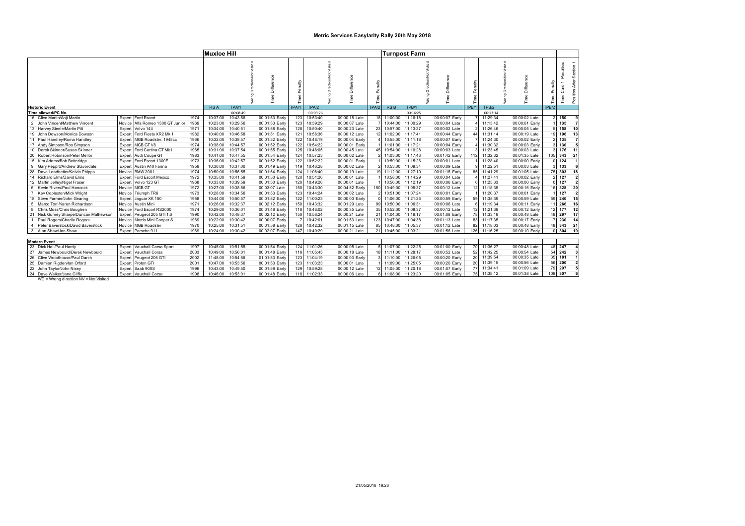# Metric Services Easylarity Rally 20th May 2018

| | | | | | Muxloe Hill | | | | | | | | Turnpost Farm | | | | | | | | | |
|---|---|---|---|---|---|---|---|---|---|---|---|---|---|---|---|---|---|---|---|---|---|---|
| | | | | | | | Wrong Direction/Not Visited | Time Difference | Time Penalty | | Wrong Direction/Not Visited | Time Difference | Time Penalty | | | Wrong Direction/Not Visited | Time Difference | Time Penalty | | Wrong Direction/Not Visited | Time Difference | Time Penalty | Time Card 1 Penalties | Position After Section 1 |
| **Historic Event** | | | | | RS A | TPA/1 | | | TPA/1 | TPA/2 | | | TPA/2 | RS B | TPB/1 | | | TPB/1 | TPB/2 | | | TPB/2 | | |
| **Time allowed/PC No.** | | | | | | 00:08:49 | | | | 00:09:26 | | | | | 00:16:25 | | | | 00:13:14 | | | | | |
| 16 | Clive Martin/Anji Martin | Expert | Ford Escort | 1974 | 10:37:00 | 10:43:56 | | 00:01:53 Early | 123 | 10:53:40 | | 00:00:18 Late | 18 | 11:00:00 | 11:16:18 | | 00:00:07 Early | 7 | 11:29:34 | | 00:00:02 Late | 2 | 150 | 9 |
| 2 | John Vincent/Matthew Vincent | Novice | Alfa Romeo 1300 GT Junior | 1969 | 10:23:00 | 10:29:56 | | 00:01:53 Early | 123 | 10:39:29 | | 00:00:07 Late | 7 | 10:44:00 | 11:00:29 | | 00:00:04 Late | 4 | 11:13:42 | | 00:00:01 Early | 1 | 135 | 7 |
| 13 | Harvey Steele/Martin Pitt | Expert | Volvo 144 | 1971 | 10:34:00 | 10:40:51 | | 00:01:58 Early | 128 | 10:50:40 | | 00:00:23 Late | 23 | 10:57:00 | 11:13:27 | | 00:00:02 Late | 2 | 11:26:46 | | 00:00:05 Late | 5 | 158 | 10 |
| 19 | John Dowson/Monica Dowson | Expert | Ford Fiesta XR2 Mk 1 | 1982 | 10:40:00 | 10:46:58 | | 00:01:51 Early | 121 | 10:56:36 | | 00:00:12 Late | 12 | 11:02:00 | 11:17:41 | | 00:00:44 Early | 44 | 11:31:14 | | 00:00:19 Late | 19 | 196 | 13 |
| 11 | Paul Handley/Roma Handley | Expert | MGB Roadster, 1948cc | 1966 | 10:32:00 | 10:38:57 | | 00:01:52 Early | 122 | 10:48:19 | | 00:00:04 Early | 4 | 10:55:00 | 11:11:18 | | 00:00:07 Early | 7 | 11:24:30 | | 00:00:02 Early | 2 | 135 | 7 |
| 17 | Andy Simpson/Ros Simpson | Expert | MGB GT V8 | 1974 | 10:38:00 | 10:44:57 | | 00:01:52 Early | 122 | 10:54:22 | | 00:00:01 Early | 1 | 11:01:00 | 11:17:21 | | 00:00:04 Early | 4 | 11:30:32 | | 00:00:03 Early | 3 | 130 | 5 |
| 10 | Derek Skinner/Susan Skinner | Expert | Ford Cortina GT Mk1 | 1965 | 10:31:00 | 10:37:54 | | 00:01:55 Early | 125 | 10:48:05 | | 00:00:45 Late | 45 | 10:54:00 | 11:10:28 | | 00:00:03 Late | 3 | 11:23:45 | | 00:00:03 Late | 3 | 176 | 11 |
| 20 | Robert Robinson/Peter Mellor | Expert | Audi Coupe GT | 1983 | 10:41:00 | 10:47:55 | | 00:01:54 Early | 124 | 10:57:23 | | 00:00:02 Late | 2 | 11:03:00 | 11:17:43 | | 00:01:42 Early | 112 | 11:32:32 | | 00:01:35 Late | 105 | 343 | 21 |
| 15 | Kim Adams/Bob Betteridge | Expert | Ford Escort 1300E | 1973 | 10:36:00 | 10:42:57 | | 00:01:52 Early | 122 | 10:52:22 | | 00:00:01 Early | 1 | 10:59:00 | 11:15:26 | | 00:00:01 Late | 1 | 11:28:40 | | 00:00:00 Early | 0 | 124 | 1 |
| 9 | Gary Peppitt/Andrew Stavordale | Expert | Austin A40 Farina | 1959 | 10:30:00 | 10:37:00 | | 00:01:49 Early | 119 | 10:46:28 | | 00:00:02 Late | 2 | 10:53:00 | 11:09:34 | | 00:00:09 Late | 9 | 11:22:51 | | 00:00:03 Late | 3 | 133 | 6 |
| 28 | Dave Leadbetter/Kelvin Phipps | Novice | BMW 2001 | 1974 | 10:50:00 | 10:56:55 | | 00:01:54 Early | 124 | 11:06:40 | | 00:00:19 Late | 19 | 11:12:00 | 11:27:10 | | 00:01:15 Early | 85 | 11:41:29 | | 00:01:05 Late | 75 | 303 | 18 |
| 14 | Richard Elms/David Elms | Expert | Ford Escort Mexico | 1972 | 10:35:00 | 10:41:59 | | 00:01:50 Early | 120 | 10:51:26 | | 00:00:01 Late | 1 | 10:58:00 | 11:14:29 | | 00:00:04 Late | 4 | 11:27:41 | | 00:00:02 Early | 2 | 127 | 2 |
| 12 | Martin Jelley/Nigel Fraser | Expert | Volvo 123 GT | 1968 | 10:33:00 | 10:39:59 | | 00:01:50 Early | 120 | 10:49:26 | | 00:00:01 Late | 1 | 10:56:00 | 11:12:19 | | 00:00:06 Early | 6 | 11:25:33 | | 00:00:00 Early | 0 | 127 | 2 |
| 6 | Kevin Rivers/Paul Hancock | Novice | MGB GT | 1972 | 10:27:00 | 10:38:56 | | 00:03:07 Late | 150 | 10:43:30 | | 00:04:52 Early | 150 | 10:49:00 | 11:05:37 | | 00:00:12 Late | 12 | 11:18:35 | | 00:00:16 Early | 16 | 328 | 20 |
| 7 | Kev Copleston/Mick Wright | Novice | Triumph TR6 | 1973 | 10:28:00 | 10:34:56 | | 00:01:53 Early | 123 | 10:44:24 | | 00:00:02 Late | 2 | 10:51:00 | 11:07:24 | | 00:00:01 Early | 1 | 11:20:37 | | 00:00:01 Early | 1 | 127 | 2 |
| 18 | Steve Farmer/John Gearing | Expert | Jaguar XK 150 | 1958 | 10:44:00 | 10:50:57 | | 00:01:52 Early | 122 | 11:00:23 | | 00:00:00 Early | 0 | 11:06:00 | 11:21:26 | | 00:00:59 Early | 59 | 11:35:39 | | 00:00:59 Late | 59 | 240 | 15 |
| 5 | Marco Toni/Karen Richardson | Novice | Austin Mini | 1971 | 10:26:00 | 10:32:37 | | 00:02:12 Early | 150 | 10:43:32 | | 00:01:29 Late | 99 | 10:50:00 | 11:06:31 | | 00:00:06 Late | 6 | 11:19:34 | | 00:00:11 Early | 11 | 266 | 16 |
| 8 | Chris Moss/Chris Boughen | Novice | Ford Escort RS2000 | 1974 | 10:29:00 | 10:36:01 | | 00:01:48 Early | 118 | 10:46:02 | | 00:00:35 Late | 35 | 10:52:00 | 11:08:37 | | 00:00:12 Late | 12 | 11:21:39 | | 00:00:12 Early | 12 | 177 | 12 |
| 21 | Nick Gurney Sharpe/Duncan Mathewson | Expert | Peugeot 205 GTI 1.6 | 1990 | 10:42:00 | 10:48:37 | | 00:02:12 Early | 150 | 10:58:24 | | 00:00:21 Late | 21 | 11:04:00 | 11:19:17 | | 00:01:08 Early | 78 | 11:33:19 | | 00:00:48 Late | 48 | 297 | 17 |
| 1 | Paul Rogers/Charlie Rogers | Novice | Morris Mini Cooper S | 1969 | 10:22:00 | 10:30:42 | | 00:00:07 Early | 7 | 10:42:01 | | 00:01:53 Late | 123 | 10:47:00 | 11:04:38 | | 00:01:13 Late | 83 | 11:17:35 | | 00:00:17 Early | 17 | 230 | 14 |
| 4 | Peter Baverstock/David Baverstock | Novice | MGB Roadster | 1970 | 10:25:00 | 10:31:51 | | 00:01:58 Early | 128 | 10:42:32 | | 00:01:15 Late | 85 | 10:48:00 | 11:05:37 | | 00:01:12 Late | 82 | 11:18:03 | | 00:00:48 Early | 48 | 343 | 21 |
| 3 | Alan Shaw/Jan Shaw | Expert | Porsche 911 | 1969 | 10:24:00 | 10:30:42 | | 00:02:07 Early | 147 | 10:40:29 | | 00:00:21 Late | 21 | 10:45:00 | 11:03:21 | | 00:01:56 Late | 126 | 11:16:25 | | 00:00:10 Early | 10 | 304 | 19 |
| **Modern Event** | | | | | | | | | | | | | | | | | | | | | | | | |
| 23 | Dick Hall/Paul Hardy | Expert | Vauxhall Corsa Sport | 1997 | 10:45:00 | 10:51:55 | | 00:01:54 Early | 124 | 11:01:26 | | 00:00:05 Late | 5 | 11:07:00 | 11:22:25 | | 00:01:00 Early | 70 | 11:36:27 | | 00:00:48 Late | 48 | 247 | 4 |
| 27 | James Newbould/Derek Newbould | Expert | Vauxhall Corsa | 2003 | 10:49:00 | 10:56:01 | | 00:01:48 Early | 118 | 11:05:45 | | 00:00:18 Late | 18 | 11:11:00 | 11:28:17 | | 00:00:52 Late | 52 | 11:42:25 | | 00:00:54 Late | 54 | 242 | 3 |
| 26 | Clive Woodhouse/Paul Darch | Expert | Peugeot 206 GTI | 2002 | 11:48:00 | 10:54:56 | | 01:01:53 Early | 123 | 11:04:19 | | 00:00:03 Early | 3 | 11:10:00 | 11:26:05 | | 00:00:20 Early | 20 | 11:39:54 | | 00:00:35 Late | 35 | 181 | 1 |
| 25 | Damien Rigden/Ian Orford | Expert | Proton GTI | 2001 | 10:47:00 | 10:53:56 | | 00:01:53 Early | 123 | 11:03:23 | | 00:00:01 Late | 1 | 11:09:00 | 11:25:05 | | 00:00:20 Early | 20 | 11:39:15 | | 00:00:56 Late | 56 | 200 | 2 |
| 22 | John Taylor/John Nixey | Expert | Saab 900S | 1996 | 10:43:00 | 10:49:50 | | 00:01:59 Early | 129 | 10:59:28 | | 00:00:12 Late | 12 | 11:05:00 | 11:20:18 | | 00:01:07 Early | 77 | 11:34:41 | | 00:01:09 Late | 79 | 297 | 5 |
| 24 | Dave Walker/Jane Cliffe | Expert | Vauxhall Corsa | 1998 | 10:46:00 | 10:53:01 | | 00:01:48 Early | 118 | 11:02:33 | | 00:00:06 Late | 6 | 11:08:00 | 11:23:20 | | 00:01:05 Early | 75 | 11:38:12 | | 00:01:38 Late | 108 | 307 | 6 |

WD = Wrong direction NV = Not Visited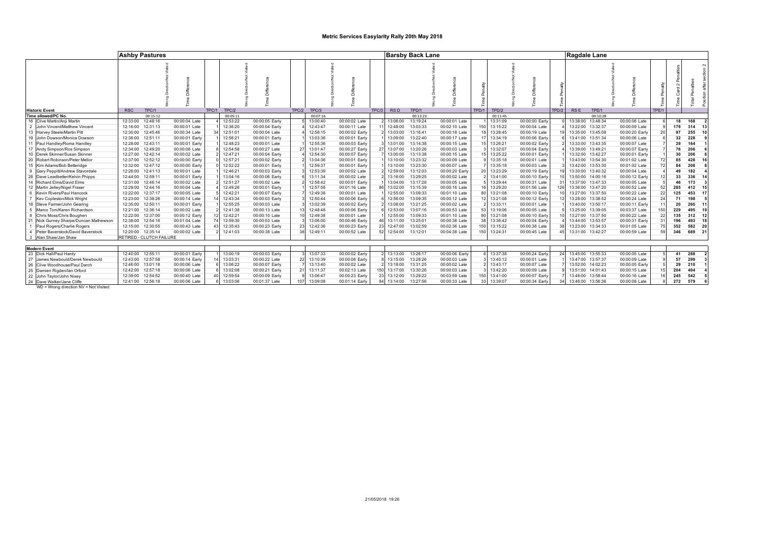# Metric Services Easylarity Rally 20th May 2018

| | Ashby Pastures | | | | | | | | | | | | | Barsby Back Lane | | | | | | | | | Ragdale Lane | | | | | | | |
|---|---|---|---|---|---|---|---|---|---|---|---|---|---|---|---|---|---|---|---|---|---|---|---|---|---|---|---|---|---|---|
| **Historic Event** | RSC | TPC/1 | Wrong Direction/Not Visited | Time Difference | TPC/1 | TPC/2 | Wrong Direction/Not Visited | Time Difference | TPC/2 | TPC/3 | Wrong Direction/Not Visited | Time Difference | TPC/3 | RSD | TPD/1 | Wrong Direction/Not Visited | Time Difference | TPD/1 Time Penalty | TPD/2 | Wrong Direction/Not Visited | Time Difference | TPD/2 Time Penalty | RSE | TPE/1 | Wrong Direction/Not Visited | Time Difference | TPE/1 Time Penalty | Time Card 2 Penalties | Total Penalties | Position after section 2 |
| **Time allowed/PC No.** | | 00:15:12 | | | | 00:05:11 | | | | 00:07:16 | | | | | 00:13:23 | | | | 00:11:45 | | | | | 00:10:28 | | | | | | |
| 16 Clive Martin/Anji Martin | 12:33:00 | 12:48:16 | | 00:00:04 Late | 4 | 12:53:22 | | 00:00:05 Early | 5 | 13:00:40 | | 00:00:02 Late | 2 | 13:06:00 | 13:19:24 | | 00:00:01 Late | 1 | 13:31:09 | | 00:00:00 Early | 0 | 13:38:00 | 13:48:34 | | 00:00:06 Late | 6 | **18** | **168** | **2** |
| 2 John Vincent/Matthew Vincent | 12:16:00 | 12:31:13 | | 00:00:01 Late | 1 | 12:36:20 | | 00:00:04 Early | 4 | 12:43:47 | | 00:00:11 Late | 11 | 12:48:00 | 13:03:33 | | 00:02:10 Late | 150 | 13:15:22 | | 00:00:04 Late | 4 | 13:22:00 | 13:32:37 | | 00:00:09 Late | 9 | **179** | **314** | **13** |
| 13 Harvey Steele/Martin Pitt | 12:30:00 | 12:45:46 | | 00:00:34 Late | 34 | 12:51:01 | | 00:00:04 Late | 4 | 12:58:15 | | 00:00:02 Early | 2 | 13:03:00 | 13:16:41 | | 00:00:18 Late | 18 | 13:28:45 | | 00:00:19 Late | 19 | 13:35:00 | 13:45:08 | | 00:00:20 Early | 20 | **97** | **255** | **10** |
| 19 John Dowson/Monica Dowson | 12:36:00 | 12:51:11 | | 00:00:01 Early | 1 | 12:56:21 | | 00:00:01 Early | 1 | 13:03:36 | | 00:00:01 Early | 1 | 13:09:00 | 13:22:40 | | 00:00:17 Late | 17 | 13:34:19 | | 00:00:06 Early | 6 | 13:41:00 | 13:51:34 | | 00:00:06 Late | 6 | **32** | **228** | **9** |
| 11 Paul Handley/Roma Handley | 12:28:00 | 12:43:11 | | 00:00:01 Early | 1 | 12:48:23 | | 00:00:01 Late | 1 | 12:55:36 | | 00:00:03 Early | 3 | 13:01:00 | 13:14:38 | | 00:00:15 Late | 15 | 13:26:21 | | 00:00:02 Early | 2 | 13:33:00 | 13:43:35 | | 00:00:07 Late | 7 | **29** | **164** | **1** |
| 17 Andy Simpson/Ros Simpson | 12:34:00 | 12:49:20 | | 00:00:08 Late | 8 | 12:54:58 | | 00:00:27 Late | 27 | 13:01:47 | | 00:00:27 Early | 27 | 13:07:00 | 13:20:26 | | 00:00:03 Late | 3 | 13:32:07 | | 00:00:04 Early | 4 | 13:39:00 | 13:49:21 | | 00:00:07 Early | 7 | **76** | **206** | **6** |
| 10 Derek Skinner/Susan Skinner | 12:27:00 | 12:42:14 | | 00:00:02 Late | 2 | 12:47:21 | | 00:00:04 Early | 4 | 12:54:30 | | 00:00:07 Early | 7 | 13:00:00 | 13:13:38 | | 00:00:15 Late | 15 | 13:25:22 | | 00:00:01 Early | 1 | 13:32:00 | 13:42:27 | | 00:00:01 Early | 1 | **30** | **206** | **6** |
| 20 Robert Robinson/Peter Mellor | 12:37:00 | 12:52:12 | | 00:00:00 Early | 0 | 12:57:21 | | 00:00:02 Early | 2 | 13:04:36 | | 00:00:01 Early | 1 | 13:10:00 | 13:23:32 | | 00:00:09 Late | 9 | 13:35:18 | | 00:00:01 Late | 1 | 13:43:00 | 13:54:30 | | 00:01:02 Late | 72 | **85** | **428** | **16** |
| 15 Kim Adams/Bob Betteridge | 12:32:00 | 12:47:12 | | 00:00:00 Early | 0 | 12:52:22 | | 00:00:01 Early | 1 | 12:59:37 | | 00:00:01 Early | 1 | 13:10:00 | 13:23:30 | | 00:00:07 Late | 7 | 13:35:18 | | 00:00:03 Late | 3 | 13:42:00 | 13:53:30 | | 00:01:02 Late | 72 | **84** | **208** | **8** |
| 9 Gary Peppitt/Andrew Stavordale | 12:26:00 | 12:41:13 | | 00:00:01 Late | 1 | 12:46:21 | | 00:00:03 Early | 3 | 12:53:39 | | 00:00:02 Late | 2 | 12:59:00 | 13:12:03 | | 00:00:20 Early | 20 | 13:23:29 | | 00:00:19 Early | 19 | 13:30:00 | 13:40:32 | | 00:00:04 Late | 4 | **49** | **182** | **4** |
| 28 Dave Leadbetter/Kelvin Phipps | 12:44:00 | 12:59:11 | | 00:00:01 Early | 1 | 13:04:16 | | 00:00:06 Early | 6 | 13:11:34 | | 00:00:02 Late | 2 | 13:16:00 | 13:29:25 | | 00:00:02 Late | 2 | 13:41:00 | | 00:00:10 Early | 10 | 13:50:00 | 14:00:16 | | 00:00:12 Early | 12 | **33** | **336** | **14** |
| 14 Richard Elms/David Elms | 12:31:00 | 12:46:14 | | 00:00:02 Late | 2 | 12:51:27 | | 00:00:02 Late | 2 | 12:58:42 | | 00:00:01 Early | 1 | 13:04:00 | 13:17:28 | | 00:00:05 Late | 5 | 13:29:44 | | 00:00:31 Late | 31 | 13:37:00 | 13:47:33 | | 00:00:05 Late | 5 | **46** | **173** | **3** |
| 12 Martin Jelley/Nigel Fraser | 12:29:00 | 12:44:16 | | 00:00:04 Late | 4 | 12:49:26 | | 00:00:01 Early | 1 | 12:57:58 | | 00:01:16 Late | 86 | 13:02:00 | 13:15:39 | | 00:00:16 Late | 16 | 13:29:20 | | 00:01:56 Late | 126 | 13:36:00 | 13:47:20 | | 00:00:52 Late | 52 | **285** | **412** | **15** |
| 6 Kevin Rivers/Paul Hancock | 12:22:00 | 12:37:17 | | 00:00:05 Late | 5 | 12:42:21 | | 00:00:07 Early | 7 | 12:49:38 | | 00:00:01 Late | 1 | 12:55:00 | 13:09:33 | | 00:01:10 Late | 80 | 13:21:08 | | 00:00:10 Early | 10 | 13:27:00 | 13:37:50 | | 00:00:22 Late | 22 | **125** | **453** | **17** |
| 7 Kev Copleston/Mick Wright | 12:23:00 | 12:38:26 | | 00:00:14 Late | 14 | 12:43:34 | | 00:00:03 Early | 3 | 12:50:44 | | 00:00:06 Early | 6 | 12:56:00 | 13:09:35 | | 00:00:12 Late | 12 | 13:21:08 | | 00:00:12 Early | 12 | 13:28:00 | 13:38:52 | | 00:00:24 Late | 24 | **71** | **198** | **5** |
| 18 Steve Farmer/John Gearing | 12:35:00 | 12:50:11 | | 00:00:01 Early | 1 | 12:55:25 | | 00:00:03 Late | 3 | 13:02:39 | | 00:00:02 Early | 2 | 13:08:00 | 13:21:25 | | 00:00:02 Late | 2 | 13:33:11 | | 00:00:01 Late | 1 | 13:40:00 | 13:50:17 | | 00:00:11 Early | 11 | **20** | **260** | **11** |
| 5 Marco Toni/Karen Richardson | 12:21:00 | 12:36:14 | | 00:00:02 Late | 2 | 12:41:38 | | 00:00:13 Late | 13 | 12:48:48 | | 00:00:06 Early | 6 | 12:53:00 | 13:07:16 | | 00:00:53 Late | 53 | 13:19:06 | | 00:00:05 Late | 5 | 13:25:00 | 13:39:05 | | 00:03:37 Late | 150 | **229** | **495** | **19** |
| 8 Chris Moss/Chris Boughen | 12:22:00 | 12:37:00 | | 00:00:12 Early | 12 | 12:42:21 | | 00:00:10 Late | 10 | 12:49:38 | | 00:00:01 Late | 1 | 12:55:00 | 13:09:33 | | 00:01:10 Late | 80 | 13:21:08 | | 00:00:10 Early | 10 | 13:27:00 | 13:37:50 | | 00:00:22 Late | 22 | **135** | **312** | **12** |
| 21 Nick Gurney Sharpe/Duncan Mathewson | 12:38:00 | 12:54:16 | | 00:01:04 Late | 74 | 12:59:30 | | 00:00:03 Late | 3 | 13:06:00 | | 00:00:46 Early | 46 | 13:11:00 | 13:25:01 | | 00:00:38 Late | 38 | 13:36:42 | | 00:00:04 Early | 4 | 13:44:00 | 13:53:57 | | 00:00:31 Early | 31 | **196** | **493** | **18** |
| 1 Paul Rogers/Charlie Rogers | 12:15:00 | 12:30:55 | | 00:00:43 Late | 43 | 12:35:43 | | 00:00:23 Early | 23 | 12:42:36 | | 00:00:23 Early | 23 | 12:47:00 | 13:02:59 | | 00:02:36 Late | 150 | 13:15:22 | | 00:00:38 Late | 38 | 13:23:00 | 13:34:33 | | 00:01:05 Late | 75 | **352** | **582** | **20** |
| 4 Peter Baverstock/David Baverstock | 12:20:00 | 12:35:14 | | 00:00:02 Late | 2 | 12:41:03 | | 00:00:38 Late | 38 | 12:49:11 | | 00:00:52 Late | 52 | 12:54:00 | 13:12:01 | | 00:04:38 Late | 150 | 13:24:31 | | 00:00:45 Late | 45 | 13:31:00 | 13:42:27 | | 00:00:59 Late | 59 | **346** | **689** | **21** |
| 3 Alan Shaw/Jan Shaw | RETIRED - CLUTCH FAILURE | | | | | | | | | | | | | | | | | | | | | | | | | | | | | |
| **Modern Event** | | | | | | | | | | | | | | | | | | | | | | | | | | | | | | |
| 23 Dick Hall/Paul Hardy | 12:40:00 | 12:55:11 | | 00:00:01 Early | 1 | 13:00:19 | | 00:00:03 Early | 3 | 13:07:33 | | 00:00:02 Early | 2 | 13:13:00 | 13:26:17 | | 00:00:06 Early | 6 | 13:37:38 | | 00:00:24 Early | 24 | 13:45:00 | 13:55:33 | | 00:00:05 Late | 5 | **41** | **288** | **2** |
| 27 James Newbould/Derek Newbould | 12:43:00 | 12:57:58 | | 00:00:14 Early | 14 | 13:03:31 | | 00:00:22 Late | 22 | 13:10:39 | | 00:00:08 Early | 8 | 13:15:00 | 13:28:26 | | 00:00:03 Late | 3 | 13:40:12 | | 00:00:01 Late | 1 | 13:47:00 | 13:57:37 | | 00:00:09 Late | 9 | **57** | **299** | **3** |
| 26 Clive Woodhouse/Paul Darch | 12:46:00 | 13:01:18 | | 00:00:06 Late | 6 | 13:06:22 | | 00:00:07 Early | 7 | 13:13:40 | | 00:00:02 Late | 2 | 13:18:00 | 13:31:25 | | 00:00:02 Late | 2 | 13:43:17 | | 00:00:07 Late | 7 | 13:52:00 | 14:02:23 | | 00:00:05 Early | 5 | **29** | **210** | **1** |
| 25 Damien Rigden/Ian Orford | 12:42:00 | 12:57:18 | | 00:00:06 Late | 6 | 13:02:08 | | 00:00:21 Early | 21 | 13:11:37 | | 00:02:13 Late | 150 | 13:17:00 | 13:30:26 | | 00:00:03 Late | 3 | 13:42:20 | | 00:00:09 Late | 9 | 13:51:00 | 14:01:43 | | 00:00:15 Late | 15 | **204** | **404** | **4** |
| 22 John Taylor/John Nixey | 12:39:00 | 12:54:52 | | 00:00:40 Late | 40 | 12:59:54 | | 00:00:09 Early | 9 | 13:06:47 | | 00:00:23 Early | 23 | 13:12:00 | 13:29:22 | | 00:03:59 Late | 150 | 13:41:00 | | 00:00:07 Early | 7 | 13:48:00 | 13:58:44 | | 00:00:16 Late | 16 | **245** | **542** | **5** |
| 24 Dave Walker/Jane Cliffe | 12:41:00 | 12:56:18 | | 00:00:06 Late | 6 | 13:03:06 | | 00:01:37 Late | 107 | 13:09:08 | | 00:01:14 Early | 84 | 13:14:00 | 13:27:56 | | 00:00:33 Late | 33 | 13:39:07 | | 00:00:34 Early | 34 | 13:46:00 | 13:56:36 | | 00:00:08 Late | 8 | **272** | **579** | **6** |

WD = Wrong direction NV = Not Visited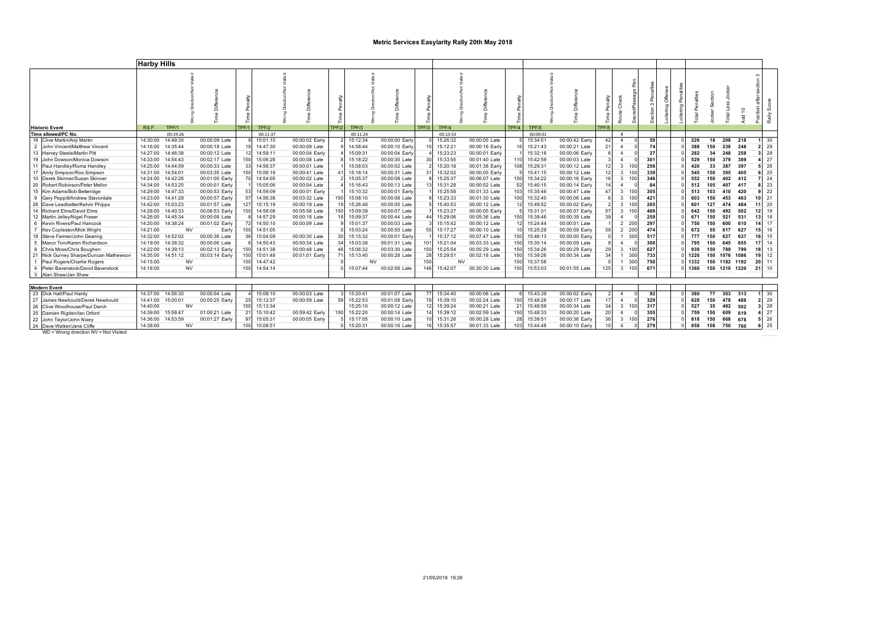# Metric Services Easylarity Rally 20th May 2018

| | Harby Hills | | | | | | | | | | | | | | | | | | | | | | | | | | | | | | | |
|---|---|---|---|---|---|---|---|---|---|---|---|---|---|---|---|---|---|---|---|---|---|---|---|---|---|---|---|---|---|---|---|---|
| | | | Wrong Direction/Not Visited | Time Difference | Time Penalty | | Wrong Direction/Not Visited | Time Difference | Time Penalty | | Wrong Direction/Not Visited | Time Difference | Time Penalty | | Wrong Direction/Not Visited | Time Difference | Time Penalty | | Wrong Direction/Not Visited | Time Difference | Time Penalty | Route Check | Secret/Passage Pen. | Section 3 Penalties | Loitering Offense | Loitering Penalties | Total Penalties | Jocker Section | Total Less Jocker | Add 10 | Position after section 3 | Rally Score |
| **Historic Event** | RSF | TPF/1 | | | TPF/1 | TPF/2 | | | TPF/2 | TPF/3 | | | TPF/3 | TPF/4 | | | TPF/4 | TPF/5 | | | TPF/5 | | | | | | | | | | | |
| Time allowed/PC No. | | 00:19:26 | | | | 00:11:37 | | | | 00:11:24 | | | | 00:13:53 | | | | 00:09:01 | | | | 4 | | | | | | | | | | |
| 16 Clive Martin/Anji Martin | 14:30:00 | 14:49:35 | | 00:00:09 Late | 9 | 15:01:10 | | 00:00:02 Early | 2 | 15:12:34 | | 00:00:00 Early | 0 | 15:26:32 | | 00:00:05 Late | 5 | 15:34:51 | | 00:00:42 Early | 42 | 4 | 0 | 58 | | 0 | 226 | 18 | 208 | 218 | 1 | 30 |
| 2 John Vincent/Matthew Vincent | 14:16:00 | 14:35:44 | | 00:00:18 Late | 18 | 14:47:30 | | 00:00:09 Late | 9 | 14:58:44 | | 00:00:10 Early | 10 | 15:12:21 | | 00:00:16 Early | 16 | 15:21:43 | | 00:00:21 Late | 21 | 4 | 0 | 74 | | 0 | 388 | 150 | 238 | 248 | 2 | 29 |
| 13 Harvey Steele/Martin Pitt | 14:27:00 | 14:46:38 | | 00:00:12 Late | 12 | 14:58:11 | | 00:00:04 Early | 4 | 15:09:31 | | 00:00:04 Early | 4 | 15:23:23 | | 00:00:01 Early | 1 | 15:32:18 | | 00:00:06 Early | 6 | 4 | 0 | 27 | | 0 | 282 | 34 | 248 | 258 | 3 | 28 |
| 19 John Dowson/Monica Dowson | 14:33:00 | 14:54:43 | | 00:02:17 Late | 150 | 15:06:28 | | 00:00:08 Late | 8 | 15:18:22 | | 00:00:30 Late | 30 | 15:33:55 | | 00:01:40 Late | 110 | 15:42:59 | | 00:00:03 Late | 3 | 4 | 0 | 301 | | 0 | 529 | 150 | 379 | 389 | 4 | 27 |
| 11 Paul Handley/Roma Handley | 14:25:00 | 14:44:59 | | 00:00:33 Late | 33 | 14:56:37 | | 00:00:01 Late | 1 | 15:08:03 | | 00:00:02 Late | 2 | 15:20:18 | | 00:01:38 Early | 108 | 15:29:31 | | 00:00:12 Late | 12 | 3 | 100 | 256 | | 0 | 420 | 33 | 387 | 397 | 5 | 26 |
| 17 Andy Simpson/Ros Simpson | 14:31:00 | 14:54:01 | | 00:03:35 Late | 150 | 15:06:19 | | 00:00:41 Late | 41 | 15:18:14 | | 00:00:31 Late | 31 | 15:32:02 | | 00:00:05 Early | 5 | 15:41:15 | | 00:00:12 Late | 12 | 3 | 100 | 339 | | 0 | 545 | 150 | 395 | 405 | 6 | 25 |
| 10 Derek Skinner/Susan Skinner | 14:24:00 | 14:42:26 | | 00:01:00 Early | 70 | 14:54:05 | | 00:00:02 Late | 2 | 15:05:37 | | 00:00:08 Late | 8 | 15:25:37 | | 00:06:07 Late | 150 | 15:34:22 | | 00:00:16 Early | 16 | 3 | 100 | 346 | | 0 | 552 | 150 | 402 | 412 | 7 | 24 |
| 20 Robert Robinson/Peter Mellor | 14:34:00 | 14:53:25 | | 00:00:01 Early | 1 | 15:05:06 | | 00:00:04 Late | 4 | 15:16:43 | | 00:00:13 Late | 13 | 15:31:28 | | 00:00:52 Late | 52 | 15:40:15 | | 00:00:14 Early | 14 | 4 | 0 | 84 | | 0 | 512 | 105 | 407 | 417 | 8 | 23 |
| 15 Kim Adams/Bob Betteridge | 14:29:00 | 14:47:33 | | 00:00:53 Early | 53 | 14:59:09 | | 00:00:01 Early | 1 | 15:10:32 | | 00:00:01 Early | 1 | 15:25:58 | | 00:01:33 Late | 103 | 15:35:46 | | 00:00:47 Late | 47 | 3 | 100 | 305 | | 0 | 513 | 103 | 410 | 420 | 9 | 22 |
| 9 Gary Peppitt/Andrew Stavordale | 14:23:00 | 14:41:29 | | 00:00:57 Early | 57 | 14:56:38 | | 00:03:32 Late | 150 | 15:08:10 | | 00:00:08 Late | 8 | 15:23:33 | | 00:01:30 Late | 100 | 15:32:40 | | 00:00:06 Late | 6 | 3 | 100 | 421 | | 0 | 603 | 150 | 453 | 463 | 10 | 21 |
| 28 Dave Leadbetter/Kelvin Phipps | 14:42:00 | 15:03:23 | | 00:01:57 Late | 127 | 15:15:19 | | 00:00:19 Late | 19 | 15:26:48 | | 00:00:05 Late | 5 | 15:40:53 | | 00:00:12 Late | 12 | 15:49:52 | | 00:00:02 Early | 2 | 3 | 100 | 265 | | 0 | 601 | 127 | 474 | 484 | 11 | 20 |
| 14 Richard Elms/David Elms | 14:28:00 | 14:40:33 | | 00:06:53 Early | 150 | 14:58:08 | | 00:05:58 Late | 150 | 15:09:39 | | 00:00:07 Late | 7 | 15:23:27 | | 00:00:05 Early | 5 | 15:31:31 | | 00:00:57 Early | 57 | 3 | 100 | 469 | | 0 | 642 | 150 | 492 | 502 | 12 | 19 |
| 12 Martin Jelley/Nigel Fraser | 14:26:00 | 14:45:34 | | 00:00:08 Late | 8 | 14:57:29 | | 00:00:18 Late | 18 | 15:09:37 | | 00:00:44 Late | 44 | 15:29:06 | | 00:05:36 Late | 150 | 15:38:46 | | 00:00:39 Late | 39 | 4 | 0 | 259 | | 0 | 671 | 150 | 521 | 531 | 13 | 18 |
| 6 Kevin Rivers/Paul Hancock | 14:20:00 | 14:38:24 | | 00:01:02 Early | 72 | 14:50:10 | | 00:00:09 Late | 9 | 15:01:37 | | 00:00:03 Late | 3 | 15:15:42 | | 00:00:12 Late | 12 | 15:24:44 | | 00:00:01 Late | 1 | 2 | 200 | 297 | | 0 | 750 | 150 | 600 | 610 | 14 | 17 |
| 7 Kev Copleston/Mick Wright | 14:21:00 | | NV | Early | 150 | 14:51:05 | | | 0 | 15:03:24 | | 00:00:55 Late | 55 | 15:17:27 | | 00:00:10 Late | 10 | 15:25:29 | | 00:00:59 Early | 59 | 2 | 200 | 474 | | 0 | 672 | 55 | 617 | 627 | 15 | 16 |
| 18 Steve Farmer/John Gearing | 14:32:00 | 14:52:02 | | 00:00:36 Late | 36 | 15:04:09 | | 00:00:30 Late | 30 | 15:15:32 | | 00:00:01 Early | 1 | 15:37:12 | | 00:07:47 Late | 150 | 15:46:13 | | 00:00:00 Early | 0 | 1 | 300 | 517 | | 0 | 777 | 150 | 627 | 637 | 16 | 15 |
| 5 Marco Toni/Karen Richardson | 14:19:00 | 14:38:32 | | 00:00:06 Late | 6 | 14:50:43 | | 00:00:34 Late | 34 | 15:03:38 | | 00:01:31 Late | 101 | 15:21:04 | | 00:03:33 Late | 150 | 15:30:14 | | 00:00:09 Late | 9 | 4 | 0 | 300 | | 0 | 795 | 150 | 645 | 655 | 17 | 14 |
| 8 Chris Moss/Chris Boughen | 14:22:00 | 14:39:13 | | 00:02:13 Early | 150 | 14:51:38 | | 00:00:48 Late | 48 | 15:06:32 | | 00:03:30 Late | 150 | 15:25:54 | | 00:05:29 Late | 150 | 15:34:26 | | 00:00:29 Early | 29 | 3 | 100 | 627 | | 0 | 939 | 150 | 789 | 799 | 18 | 13 |
| 21 Nick Gurney Sharpe/Duncan Mathewson | 14:35:00 | 14:51:12 | | 00:03:14 Early | 150 | 15:01:48 | | 00:01:01 Early | 71 | 15:13:40 | | 00:00:28 Late | 28 | 15:29:51 | | 00:02:18 Late | 150 | 15:39:26 | | 00:00:34 Late | 34 | 1 | 300 | 733 | | 0 | 1226 | 150 | 1076 | 1086 | 19 | 12 |
| 1 Paul Rogers/Charlie Rogers | 14:15:00 | | NV | | 150 | 14:47:42 | | | 0 | | NV | | 150 | | NV | | 150 | 15:37:58 | | | 0 | 1 | 300 | 750 | | 0 | 1332 | 150 | 1182 | 1192 | 20 | 11 |
| 4 Peter Baverstock/David Baverstock | 14:18:00 | | NV | | 150 | 14:54:14 | | | 0 | 15:07:44 | | 00:02:06 Late | 146 | 15:42:07 | | 00:20:30 Late | 150 | 15:53:03 | | 00:01:55 Late | 125 | 3 | 100 | 671 | | 0 | 1360 | 150 | 1210 | 1220 | 21 | 10 |
| 3 Alan Shaw/Jan Shaw | | | | | | | | | | | | | | | | | | | | | | | | | | | | | | | | |
| **Modern Event** | | | | | | | | | | | | | | | | | | | | | | | | | | | | | | | | |
| 23 Dick Hall/Paul Hardy | 14:37:00 | 14:56:30 | | 00:00:04 Late | 4 | 15:08:10 | | 00:00:03 Late | 3 | 15:20:41 | | 00:01:07 Late | 77 | 15:34:40 | | 00:00:06 Late | 6 | 15:43:39 | | 00:00:02 Early | 2 | 4 | 0 | 92 | | 0 | 380 | 77 | 303 | 313 | 1 | 30 |
| 27 James Newbould/Derek Newbould | 14:41:00 | 15:00:01 | | 00:00:25 Early | 25 | 15:12:37 | | 00:00:59 Late | 59 | 15:22:53 | | 00:01:08 Early | 78 | 15:39:10 | | 00:02:24 Late | 150 | 15:48:28 | | 00:00:17 Late | 17 | 4 | 0 | 329 | | 0 | 628 | 150 | 478 | 488 | 2 | 29 |
| 26 Clive Woodhouse/Paul Darch | 14:40:00 | | NV | | 150 | 15:13:34 | | | | 15:25:10 | | 00:00:12 Late | 12 | 15:39:24 | | 00:00:21 Late | 21 | 15:48:59 | | 00:00:34 Late | 34 | 3 | 100 | 317 | | 0 | 527 | 35 | 492 | 502 | 3 | 28 |
| 25 Damien Rigden/Ian Orford | 14:39:00 | 15:58:47 | | 01:00:21 Late | 21 | 15:10:42 | | 00:59:42 Early | 150 | 15:22:20 | | 00:00:14 Late | 14 | 15:39:12 | | 00:02:59 Late | 150 | 15:48:33 | | 00:00:20 Late | 20 | 4 | 0 | 355 | | 0 | 759 | 150 | 609 | 619 | 4 | 27 |
| 22 John Taylor/John Nixey | 14:36:00 | 14:53:59 | | 00:01:27 Early | 97 | 15:05:31 | | 00:00:05 Early | 5 | 15:17:05 | | 00:00:10 Late | 10 | 15:31:26 | | 00:00:28 Late | 28 | 15:39:51 | | 00:00:36 Early | 36 | 3 | 100 | 276 | | 0 | 818 | 150 | 668 | 678 | 5 | 26 |
| 24 Dave Walker/Jane Cliffe | 14:38:00 | | NV | | 150 | 15:08:51 | | | 0 | 15:20:31 | | 00:00:16 Late | 16 | 15:35:57 | | 00:01:33 Late | 103 | 15:44:48 | | 00:00:10 Early | 10 | 4 | 0 | 279 | | 0 | 858 | 108 | 750 | 760 | 6 | 25 |

WD = Wrong direction NV = Not Visited